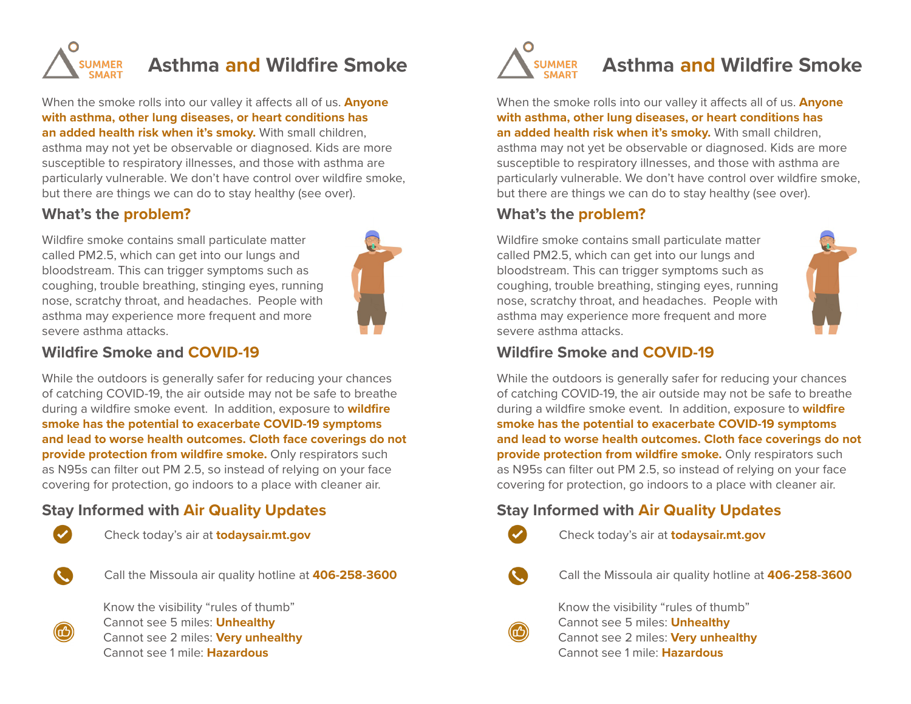SUMMER SMART

# Asthma and Wildfire Smoke

When the smoke rolls into our valley it affects all of us. **Anyone with asthma, other lung diseases, or heart conditions has an added health risk when it's smoky.** With small children, asthma may not yet be observable or diagnosed. Kids are more susceptible to respiratory illnesses, and those with asthma are particularly vulnerable. We don't have control over wildfire smoke, but there are things we can do to stay healthy (see over).

## What's the problem?

Wildfire smoke contains small particulate matter called PM2.5, which can get into our lungs and bloodstream. This can trigger symptoms such as coughing, trouble breathing, stinging eyes, running nose, scratchy throat, and headaches. People with asthma may experience more frequent and more severe asthma attacks.

## Wildfire Smoke and COVID-19

While the outdoors is generally safer for reducing your chances of catching COVID-19, the air outside may not be safe to breathe during a wildfire smoke event. In addition, exposure to **wildfire smoke has the potential to exacerbate COVID-19 symptoms and lead to worse health outcomes. Cloth face coverings do not provide protection from wildfire smoke.** Only respirators such as N95s can filter out PM 2.5, so instead of relying on your face covering for protection, go indoors to a place with cleaner air.

## Stay Informed with Air Quality Updates

- Check today's air at **todaysair.mt.gov**
- Call the Missoula air quality hotline at **406-258-3600**
- Know the visibility "rules of thumb"
  Cannot see 5 miles: **Unhealthy**
  Cannot see 2 miles: **Very unhealthy**
  Cannot see 1 mile: **Hazardous**

SUMMER SMART

# Asthma and Wildfire Smoke

When the smoke rolls into our valley it affects all of us. **Anyone with asthma, other lung diseases, or heart conditions has an added health risk when it's smoky.** With small children, asthma may not yet be observable or diagnosed. Kids are more susceptible to respiratory illnesses, and those with asthma are particularly vulnerable. We don't have control over wildfire smoke, but there are things we can do to stay healthy (see over).

## What's the problem?

Wildfire smoke contains small particulate matter called PM2.5, which can get into our lungs and bloodstream. This can trigger symptoms such as coughing, trouble breathing, stinging eyes, running nose, scratchy throat, and headaches. People with asthma may experience more frequent and more severe asthma attacks.

## Wildfire Smoke and COVID-19

While the outdoors is generally safer for reducing your chances of catching COVID-19, the air outside may not be safe to breathe during a wildfire smoke event. In addition, exposure to **wildfire smoke has the potential to exacerbate COVID-19 symptoms and lead to worse health outcomes. Cloth face coverings do not provide protection from wildfire smoke.** Only respirators such as N95s can filter out PM 2.5, so instead of relying on your face covering for protection, go indoors to a place with cleaner air.

## Stay Informed with Air Quality Updates

- Check today's air at **todaysair.mt.gov**
- Call the Missoula air quality hotline at **406-258-3600**
- Know the visibility "rules of thumb"
  Cannot see 5 miles: **Unhealthy**
  Cannot see 2 miles: **Very unhealthy**
  Cannot see 1 mile: **Hazardous**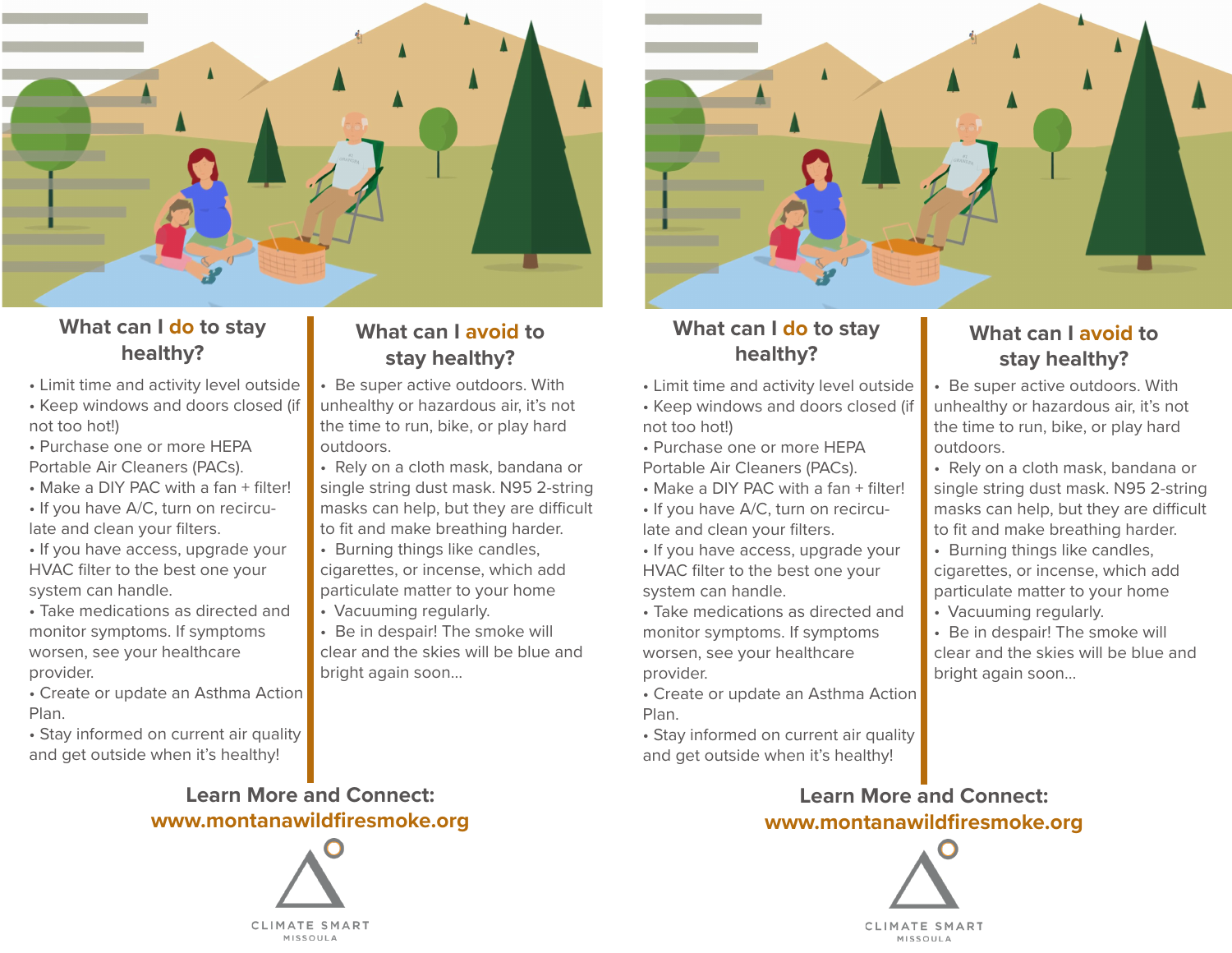## What can I do to stay healthy?

- Limit time and activity level outside
- Keep windows and doors closed (if not too hot!)
- Purchase one or more HEPA Portable Air Cleaners (PACs).
- Make a DIY PAC with a fan + filter!
- If you have A/C, turn on recirculate and clean your filters.
- If you have access, upgrade your HVAC filter to the best one your system can handle.
- Take medications as directed and monitor symptoms. If symptoms worsen, see your healthcare provider.
- Create or update an Asthma Action Plan.
- Stay informed on current air quality and get outside when it's healthy!

## What can I avoid to stay healthy?

- Be super active outdoors. With unhealthy or hazardous air, it's not the time to run, bike, or play hard outdoors.
- Rely on a cloth mask, bandana or single string dust mask. N95 2-string masks can help, but they are difficult to fit and make breathing harder.
- Burning things like candles, cigarettes, or incense, which add particulate matter to your home
- Vacuuming regularly.
- Be in despair! The smoke will clear and the skies will be blue and bright again soon...

**Learn More and Connect:**
**www.montanawildfiresmoke.org**

CLIMATE SMART
MISSOULA

## What can I do to stay healthy?

- Limit time and activity level outside
- Keep windows and doors closed (if not too hot!)
- Purchase one or more HEPA Portable Air Cleaners (PACs).
- Make a DIY PAC with a fan + filter!
- If you have A/C, turn on recirculate and clean your filters.
- If you have access, upgrade your HVAC filter to the best one your system can handle.
- Take medications as directed and monitor symptoms. If symptoms worsen, see your healthcare provider.
- Create or update an Asthma Action Plan.
- Stay informed on current air quality and get outside when it's healthy!

## What can I avoid to stay healthy?

- Be super active outdoors. With unhealthy or hazardous air, it's not the time to run, bike, or play hard outdoors.
- Rely on a cloth mask, bandana or single string dust mask. N95 2-string masks can help, but they are difficult to fit and make breathing harder.
- Burning things like candles, cigarettes, or incense, which add particulate matter to your home
- Vacuuming regularly.
- Be in despair! The smoke will clear and the skies will be blue and bright again soon...

**Learn More and Connect:**
**www.montanawildfiresmoke.org**

CLIMATE SMART
MISSOULA